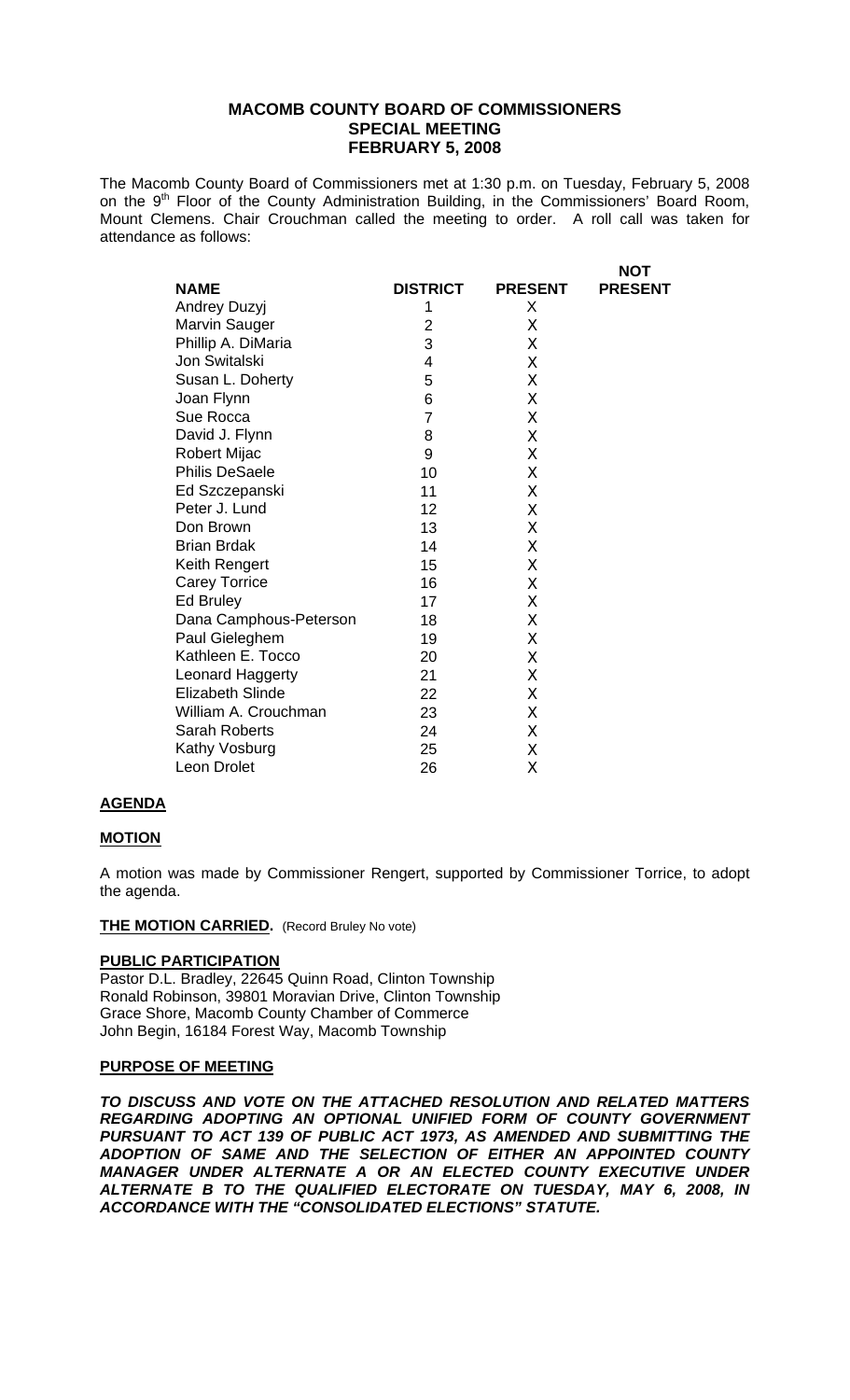# MACOMB COUNTY BOARD OF COMMISSIONERS
## SPECIAL MEETING
## FEBRUARY 5, 2008

The Macomb County Board of Commissioners met at 1:30 p.m. on Tuesday, February 5, 2008 on the 9th Floor of the County Administration Building, in the Commissioners' Board Room, Mount Clemens. Chair Crouchman called the meeting to order. A roll call was taken for attendance as follows:

| NAME | DISTRICT | PRESENT | NOT PRESENT |
|---|---|---|---|
| Andrey Duzyj | 1 | X | |
| Marvin Sauger | 2 | X | |
| Phillip A. DiMaria | 3 | X | |
| Jon Switalski | 4 | X | |
| Susan L. Doherty | 5 | X | |
| Joan Flynn | 6 | X | |
| Sue Rocca | 7 | X | |
| David J. Flynn | 8 | X | |
| Robert Mijac | 9 | X | |
| Philis DeSaele | 10 | X | |
| Ed Szczepanski | 11 | X | |
| Peter J. Lund | 12 | X | |
| Don Brown | 13 | X | |
| Brian Brdak | 14 | X | |
| Keith Rengert | 15 | X | |
| Carey Torrice | 16 | X | |
| Ed Bruley | 17 | X | |
| Dana Camphous-Peterson | 18 | X | |
| Paul Gieleghem | 19 | X | |
| Kathleen E. Tocco | 20 | X | |
| Leonard Haggerty | 21 | X | |
| Elizabeth Slinde | 22 | X | |
| William A. Crouchman | 23 | X | |
| Sarah Roberts | 24 | X | |
| Kathy Vosburg | 25 | X | |
| Leon Drolet | 26 | X | |

**AGENDA**

**MOTION**

A motion was made by Commissioner Rengert, supported by Commissioner Torrice, to adopt the agenda.

**THE MOTION CARRIED.** (Record Bruley No vote)

**PUBLIC PARTICIPATION**

Pastor D.L. Bradley, 22645 Quinn Road, Clinton Township
Ronald Robinson, 39801 Moravian Drive, Clinton Township
Grace Shore, Macomb County Chamber of Commerce
John Begin, 16184 Forest Way, Macomb Township

**PURPOSE OF MEETING**

***TO DISCUSS AND VOTE ON THE ATTACHED RESOLUTION AND RELATED MATTERS REGARDING ADOPTING AN OPTIONAL UNIFIED FORM OF COUNTY GOVERNMENT PURSUANT TO ACT 139 OF PUBLIC ACT 1973, AS AMENDED AND SUBMITTING THE ADOPTION OF SAME AND THE SELECTION OF EITHER AN APPOINTED COUNTY MANAGER UNDER ALTERNATE A OR AN ELECTED COUNTY EXECUTIVE UNDER ALTERNATE B TO THE QUALIFIED ELECTORATE ON TUESDAY, MAY 6, 2008, IN ACCORDANCE WITH THE "CONSOLIDATED ELECTIONS" STATUTE.***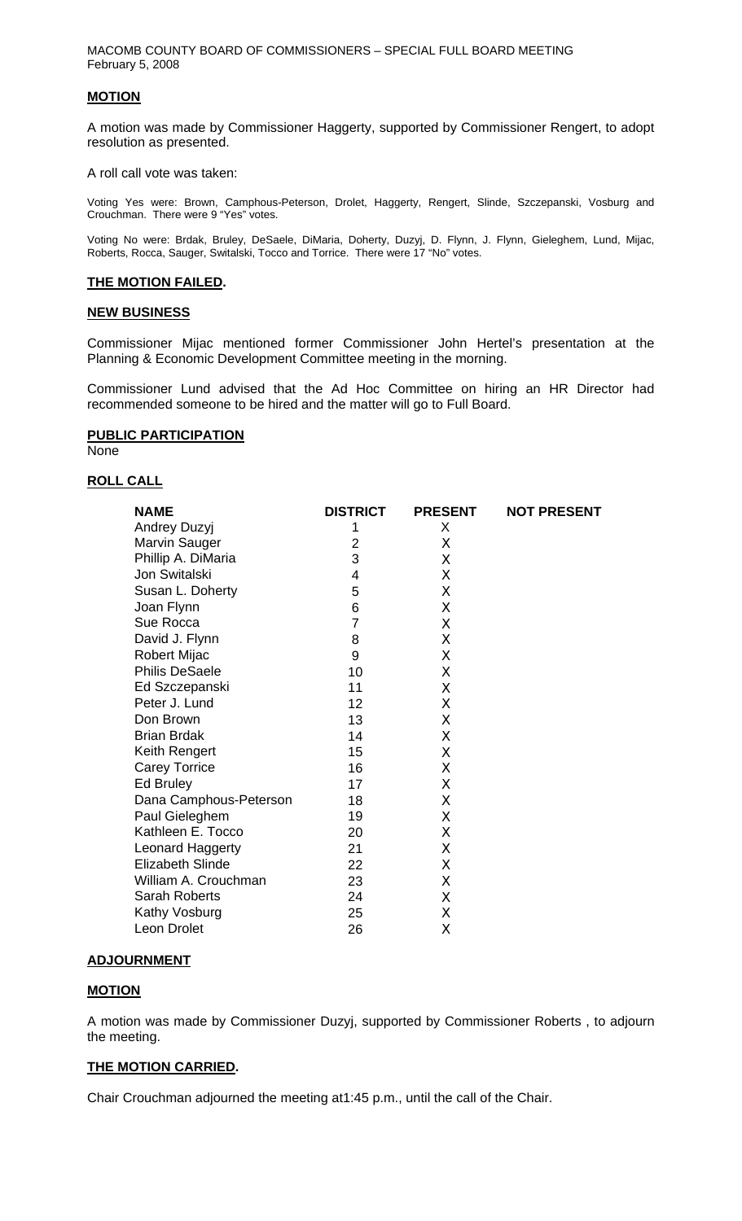## MOTION

A motion was made by Commissioner Haggerty, supported by Commissioner Rengert, to adopt resolution as presented.

A roll call vote was taken:

Voting Yes were: Brown, Camphous-Peterson, Drolet, Haggerty, Rengert, Slinde, Szczepanski, Vosburg and Crouchman. There were 9 "Yes" votes.

Voting No were: Brdak, Bruley, DeSaele, DiMaria, Doherty, Duzyj, D. Flynn, J. Flynn, Gieleghem, Lund, Mijac, Roberts, Rocca, Sauger, Switalski, Tocco and Torrice. There were 17 "No" votes.

## THE MOTION FAILED.

## NEW BUSINESS

Commissioner Mijac mentioned former Commissioner John Hertel's presentation at the Planning & Economic Development Committee meeting in the morning.

Commissioner Lund advised that the Ad Hoc Committee on hiring an HR Director had recommended someone to be hired and the matter will go to Full Board.

## PUBLIC PARTICIPATION

None

## ROLL CALL

| NAME | DISTRICT | PRESENT | NOT PRESENT |
| --- | --- | --- | --- |
| Andrey Duzyj | 1 | X | |
| Marvin Sauger | 2 | X | |
| Phillip A. DiMaria | 3 | X | |
| Jon Switalski | 4 | X | |
| Susan L. Doherty | 5 | X | |
| Joan Flynn | 6 | X | |
| Sue Rocca | 7 | X | |
| David J. Flynn | 8 | X | |
| Robert Mijac | 9 | X | |
| Philis DeSaele | 10 | X | |
| Ed Szczepanski | 11 | X | |
| Peter J. Lund | 12 | X | |
| Don Brown | 13 | X | |
| Brian Brdak | 14 | X | |
| Keith Rengert | 15 | X | |
| Carey Torrice | 16 | X | |
| Ed Bruley | 17 | X | |
| Dana Camphous-Peterson | 18 | X | |
| Paul Gieleghem | 19 | X | |
| Kathleen E. Tocco | 20 | X | |
| Leonard Haggerty | 21 | X | |
| Elizabeth Slinde | 22 | X | |
| William A. Crouchman | 23 | X | |
| Sarah Roberts | 24 | X | |
| Kathy Vosburg | 25 | X | |
| Leon Drolet | 26 | X | |

## ADJOURNMENT

## MOTION

A motion was made by Commissioner Duzyj, supported by Commissioner Roberts , to adjourn the meeting.

## THE MOTION CARRIED.

Chair Crouchman adjourned the meeting at1:45 p.m., until the call of the Chair.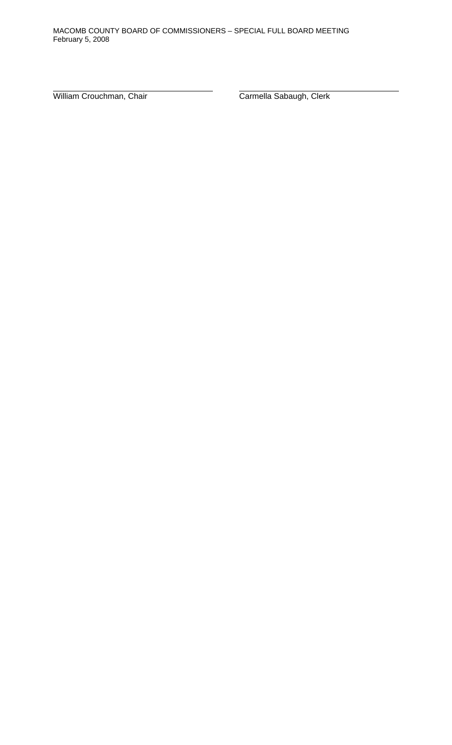\_\_\_\_\_\_\_\_\_\_\_\_\_\_\_\_\_\_\_\_\_\_\_\_\_\_\_\_\_\_\_\_\_\_\_\_
William Crouchman, Chair

\_\_\_\_\_\_\_\_\_\_\_\_\_\_\_\_\_\_\_\_\_\_\_\_\_\_\_\_\_\_\_\_\_\_\_\_
Carmella Sabaugh, Clerk